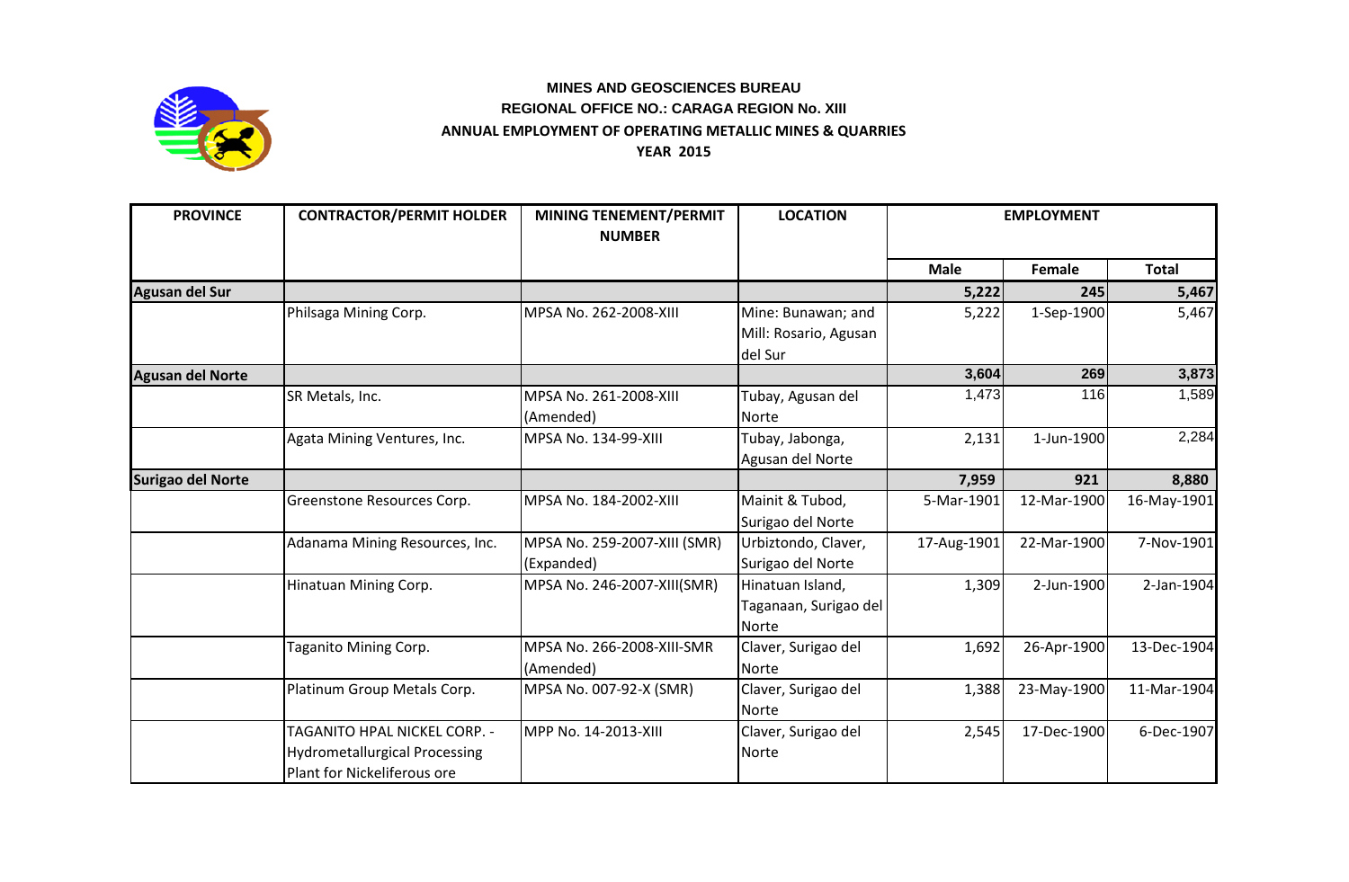**MINES AND GEOSCIENCES BUREAU**
**REGIONAL OFFICE NO.: CARAGA REGION No. XIII**
**ANNUAL EMPLOYMENT OF OPERATING METALLIC MINES & QUARRIES**
**YEAR 2015**

| PROVINCE | CONTRACTOR/PERMIT HOLDER | MINING TENEMENT/PERMIT NUMBER | LOCATION | EMPLOYMENT | | |
|---|---|---|---|---|---|---|
| | | | | Male | Female | Total |
| **Agusan del Sur** | | | | **5,222** | **245** | **5,467** |
| | Philsaga Mining Corp. | MPSA No. 262-2008-XIII | Mine: Bunawan; and Mill: Rosario, Agusan del Sur | 5,222 | 1-Sep-1900 | 5,467 |
| **Agusan del Norte** | | | | **3,604** | **269** | **3,873** |
| | SR Metals, Inc. | MPSA No. 261-2008-XIII (Amended) | Tubay, Agusan del Norte | 1,473 | 116 | 1,589 |
| | Agata Mining Ventures, Inc. | MPSA No. 134-99-XIII | Tubay, Jabonga, Agusan del Norte | 2,131 | 1-Jun-1900 | 2,284 |
| **Surigao del Norte** | | | | **7,959** | **921** | **8,880** |
| | Greenstone Resources Corp. | MPSA No. 184-2002-XIII | Mainit & Tubod, Surigao del Norte | 5-Mar-1901 | 12-Mar-1900 | 16-May-1901 |
| | Adanama Mining Resources, Inc. | MPSA No. 259-2007-XIII (SMR) (Expanded) | Urbiztondo, Claver, Surigao del Norte | 17-Aug-1901 | 22-Mar-1900 | 7-Nov-1901 |
| | Hinatuan Mining Corp. | MPSA No. 246-2007-XIII(SMR) | Hinatuan Island, Taganaan, Surigao del Norte | 1,309 | 2-Jun-1900 | 2-Jan-1904 |
| | Taganito Mining Corp. | MPSA No. 266-2008-XIII-SMR (Amended) | Claver, Surigao del Norte | 1,692 | 26-Apr-1900 | 13-Dec-1904 |
| | Platinum Group Metals Corp. | MPSA No. 007-92-X (SMR) | Claver, Surigao del Norte | 1,388 | 23-May-1900 | 11-Mar-1904 |
| | TAGANITO HPAL NICKEL CORP. - Hydrometallurgical Processing Plant for Nickeliferous ore | MPP No. 14-2013-XIII | Claver, Surigao del Norte | 2,545 | 17-Dec-1900 | 6-Dec-1907 |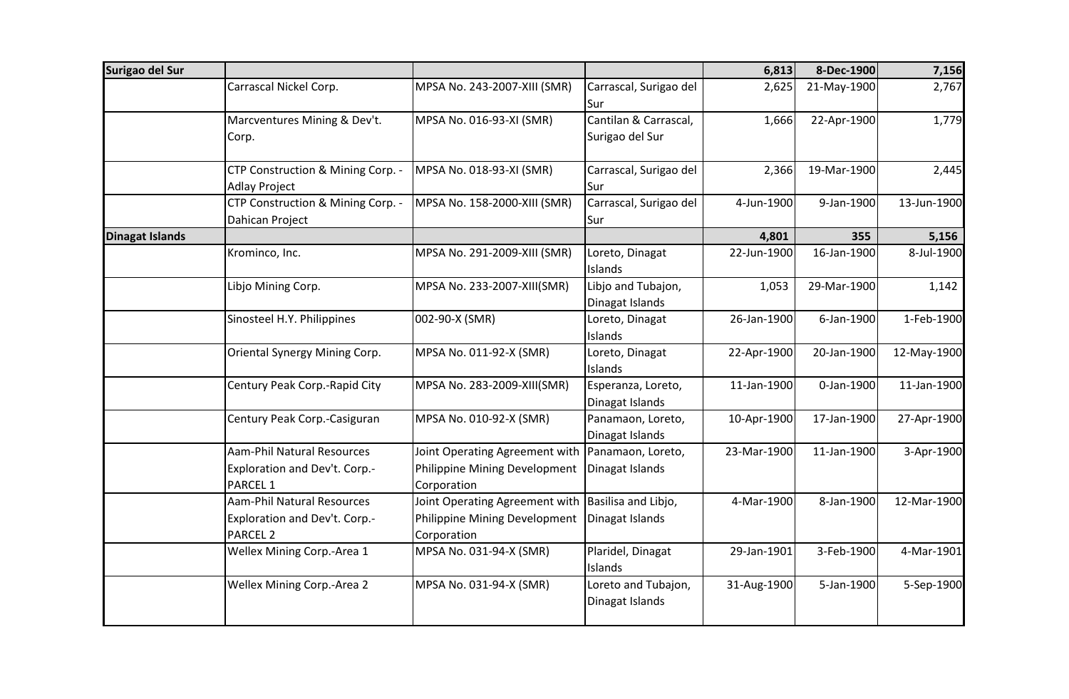| Surigao del Sur | | | | 6,813 | 8-Dec-1900 | 7,156 |
|---|---|---|---|---|---|---|
| | Carrascal Nickel Corp. | MPSA No. 243-2007-XIII (SMR) | Carrascal, Surigao del Sur | 2,625 | 21-May-1900 | 2,767 |
| | Marcventures Mining & Dev't. Corp. | MPSA No. 016-93-XI (SMR) | Cantilan & Carrascal, Surigao del Sur | 1,666 | 22-Apr-1900 | 1,779 |
| | CTP Construction & Mining Corp. - Adlay Project | MPSA No. 018-93-XI (SMR) | Carrascal, Surigao del Sur | 2,366 | 19-Mar-1900 | 2,445 |
| | CTP Construction & Mining Corp. - Dahican Project | MPSA No. 158-2000-XIII (SMR) | Carrascal, Surigao del Sur | 4-Jun-1900 | 9-Jan-1900 | 13-Jun-1900 |
| **Dinagat Islands** | | | | **4,801** | **355** | **5,156** |
| | Krominco, Inc. | MPSA No. 291-2009-XIII (SMR) | Loreto, Dinagat Islands | 22-Jun-1900 | 16-Jan-1900 | 8-Jul-1900 |
| | Libjo Mining Corp. | MPSA No. 233-2007-XIII(SMR) | Libjo and Tubajon, Dinagat Islands | 1,053 | 29-Mar-1900 | 1,142 |
| | Sinosteel H.Y. Philippines | 002-90-X (SMR) | Loreto, Dinagat Islands | 26-Jan-1900 | 6-Jan-1900 | 1-Feb-1900 |
| | Oriental Synergy Mining Corp. | MPSA No. 011-92-X (SMR) | Loreto, Dinagat Islands | 22-Apr-1900 | 20-Jan-1900 | 12-May-1900 |
| | Century Peak Corp.-Rapid City | MPSA No. 283-2009-XIII(SMR) | Esperanza, Loreto, Dinagat Islands | 11-Jan-1900 | 0-Jan-1900 | 11-Jan-1900 |
| | Century Peak Corp.-Casiguran | MPSA No. 010-92-X (SMR) | Panamaon, Loreto, Dinagat Islands | 10-Apr-1900 | 17-Jan-1900 | 27-Apr-1900 |
| | Aam-Phil Natural Resources Exploration and Dev't. Corp.-PARCEL 1 | Joint Operating Agreement with Philippine Mining Development Corporation | Panamaon, Loreto, Dinagat Islands | 23-Mar-1900 | 11-Jan-1900 | 3-Apr-1900 |
| | Aam-Phil Natural Resources Exploration and Dev't. Corp.-PARCEL 2 | Joint Operating Agreement with Philippine Mining Development Corporation | Basilisa and Libjo, Dinagat Islands | 4-Mar-1900 | 8-Jan-1900 | 12-Mar-1900 |
| | Wellex Mining Corp.-Area 1 | MPSA No. 031-94-X (SMR) | Plaridel, Dinagat Islands | 29-Jan-1901 | 3-Feb-1900 | 4-Mar-1901 |
| | Wellex Mining Corp.-Area 2 | MPSA No. 031-94-X (SMR) | Loreto and Tubajon, Dinagat Islands | 31-Aug-1900 | 5-Jan-1900 | 5-Sep-1900 |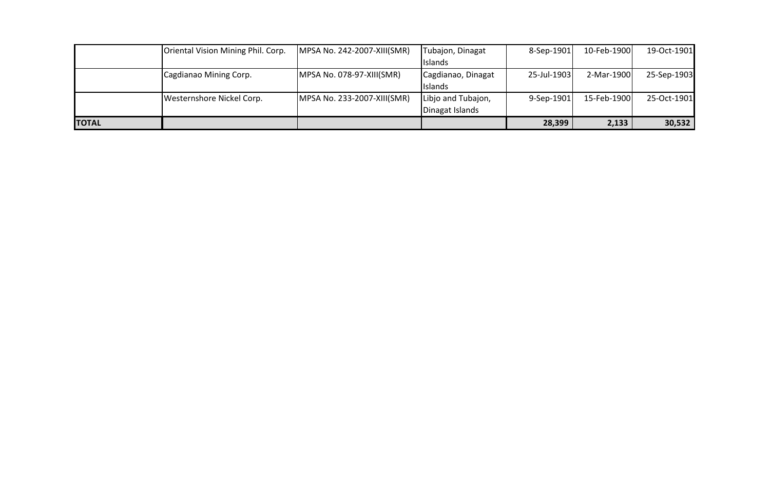| | | | | | | |
|---|---|---|---|---|---|---|
| | Oriental Vision Mining Phil. Corp. | MPSA No. 242-2007-XIII(SMR) | Tubajon, Dinagat Islands | 8-Sep-1901 | 10-Feb-1900 | 19-Oct-1901 |
| | Cagdianao Mining Corp. | MPSA No. 078-97-XIII(SMR) | Cagdianao, Dinagat Islands | 25-Jul-1903 | 2-Mar-1900 | 25-Sep-1903 |
| | Westernshore Nickel Corp. | MPSA No. 233-2007-XIII(SMR) | Libjo and Tubajon, Dinagat Islands | 9-Sep-1901 | 15-Feb-1900 | 25-Oct-1901 |
| **TOTAL** | | | | **28,399** | **2,133** | **30,532** |